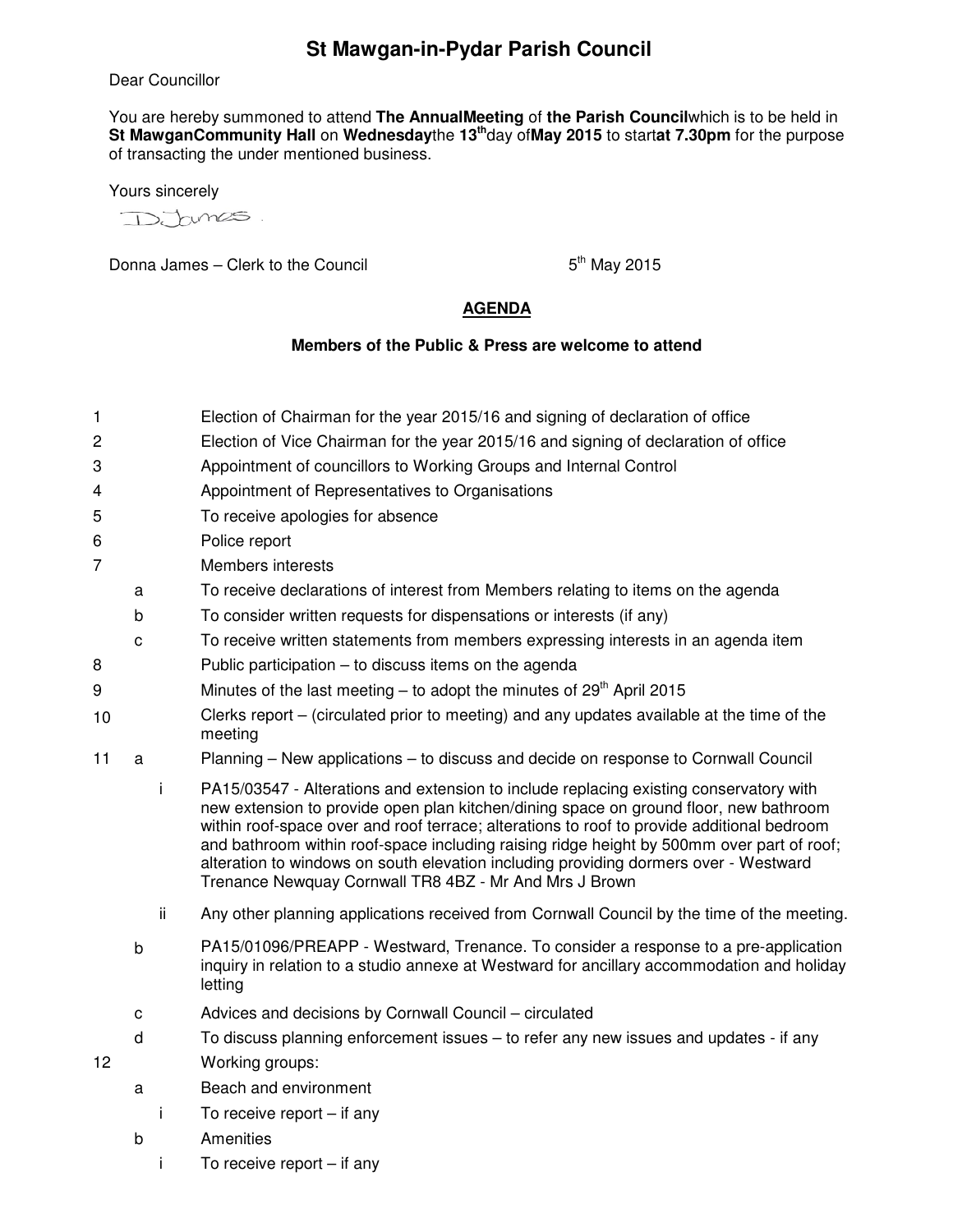# St Mawgan-in-Pydar Parish Council

Dear Councillor

You are hereby summoned to attend **The AnnualMeeting** of **the Parish Council**which is to be held in **St MawganCommunity Hall** on **Wednesday**the **13th**day of**May 2015** to start**at 7.30pm** for the purpose of transacting the under mentioned business.

Yours sincerely

D.James.

Donna James – Clerk to the Council 5th May 2015

## AGENDA

**Members of the Public & Press are welcome to attend**

1 Election of Chairman for the year 2015/16 and signing of declaration of office

2 Election of Vice Chairman for the year 2015/16 and signing of declaration of office

3 Appointment of councillors to Working Groups and Internal Control

4 Appointment of Representatives to Organisations

5 To receive apologies for absence

6 Police report

7 Members interests

- a To receive declarations of interest from Members relating to items on the agenda
- b To consider written requests for dispensations or interests (if any)
- c To receive written statements from members expressing interests in an agenda item

8 Public participation – to discuss items on the agenda

9 Minutes of the last meeting – to adopt the minutes of 29th April 2015

10 Clerks report – (circulated prior to meeting) and any updates available at the time of the meeting

11 a Planning – New applications – to discuss and decide on response to Cornwall Council

- i PA15/03547 - Alterations and extension to include replacing existing conservatory with new extension to provide open plan kitchen/dining space on ground floor, new bathroom within roof-space over and roof terrace; alterations to roof to provide additional bedroom and bathroom within roof-space including raising ridge height by 500mm over part of roof; alteration to windows on south elevation including providing dormers over - Westward Trenance Newquay Cornwall TR8 4BZ - Mr And Mrs J Brown
- ii Any other planning applications received from Cornwall Council by the time of the meeting.

- b PA15/01096/PREAPP - Westward, Trenance. To consider a response to a pre-application inquiry in relation to a studio annexe at Westward for ancillary accommodation and holiday letting
- c Advices and decisions by Cornwall Council – circulated
- d To discuss planning enforcement issues – to refer any new issues and updates - if any

12 Working groups:

- a Beach and environment
  - i To receive report – if any
- b Amenities
  - i To receive report – if any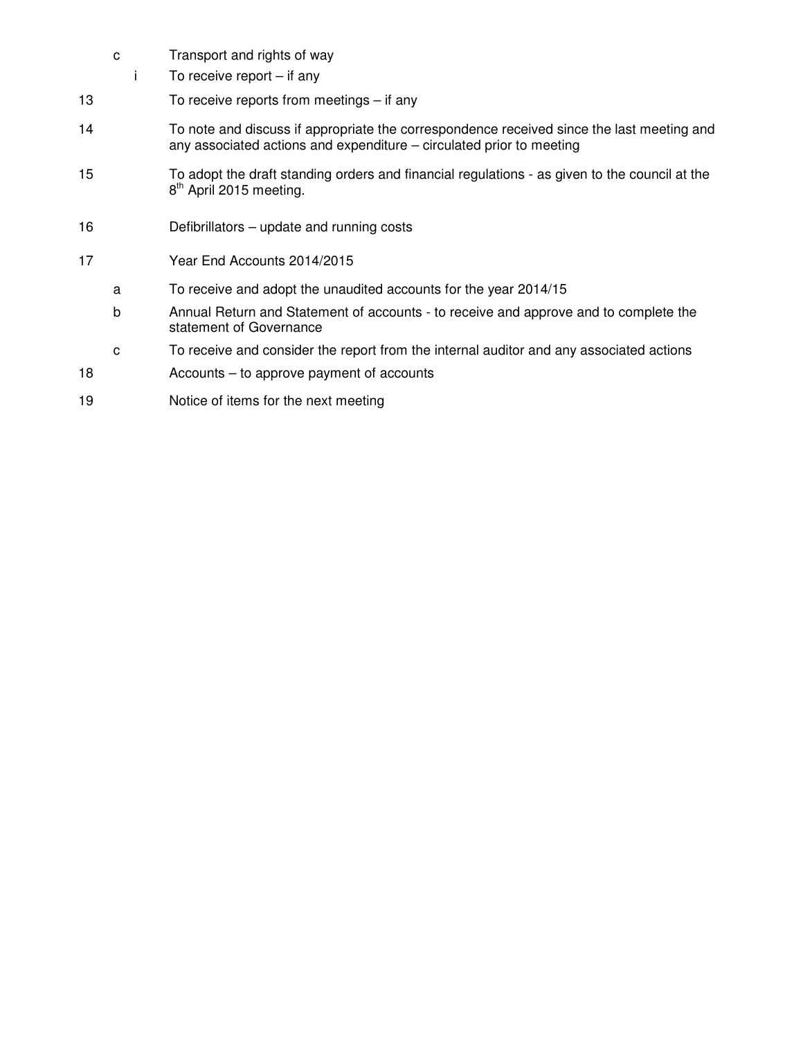c Transport and rights of way

i To receive report – if any

13 To receive reports from meetings – if any

14 To note and discuss if appropriate the correspondence received since the last meeting and any associated actions and expenditure – circulated prior to meeting

15 To adopt the draft standing orders and financial regulations - as given to the council at the 8th April 2015 meeting.

16 Defibrillators – update and running costs

17 Year End Accounts 2014/2015

a To receive and adopt the unaudited accounts for the year 2014/15

b Annual Return and Statement of accounts - to receive and approve and to complete the statement of Governance

c To receive and consider the report from the internal auditor and any associated actions

18 Accounts – to approve payment of accounts

19 Notice of items for the next meeting